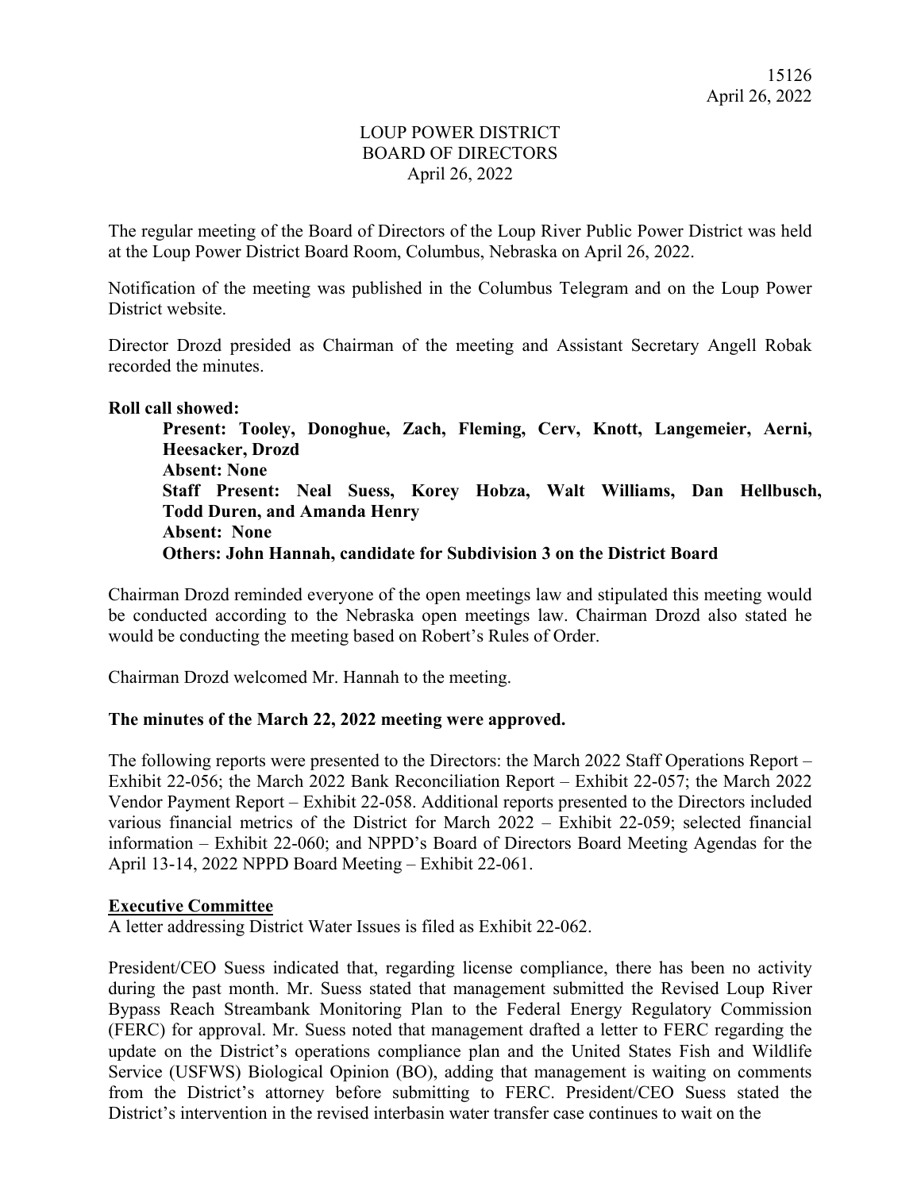# LOUP POWER DISTRICT
## BOARD OF DIRECTORS
April 26, 2022

The regular meeting of the Board of Directors of the Loup River Public Power District was held at the Loup Power District Board Room, Columbus, Nebraska on April 26, 2022.

Notification of the meeting was published in the Columbus Telegram and on the Loup Power District website.

Director Drozd presided as Chairman of the meeting and Assistant Secretary Angell Robak recorded the minutes.

**Roll call showed:**

> **Present: Tooley, Donoghue, Zach, Fleming, Cerv, Knott, Langemeier, Aerni, Heesacker, Drozd**
> **Absent: None**
> **Staff Present: Neal Suess, Korey Hobza, Walt Williams, Dan Hellbusch, Todd Duren, and Amanda Henry**
> **Absent: None**
> **Others: John Hannah, candidate for Subdivision 3 on the District Board**

Chairman Drozd reminded everyone of the open meetings law and stipulated this meeting would be conducted according to the Nebraska open meetings law. Chairman Drozd also stated he would be conducting the meeting based on Robert's Rules of Order.

Chairman Drozd welcomed Mr. Hannah to the meeting.

**The minutes of the March 22, 2022 meeting were approved.**

The following reports were presented to the Directors: the March 2022 Staff Operations Report – Exhibit 22-056; the March 2022 Bank Reconciliation Report – Exhibit 22-057; the March 2022 Vendor Payment Report – Exhibit 22-058. Additional reports presented to the Directors included various financial metrics of the District for March 2022 – Exhibit 22-059; selected financial information – Exhibit 22-060; and NPPD's Board of Directors Board Meeting Agendas for the April 13-14, 2022 NPPD Board Meeting – Exhibit 22-061.

**<u>Executive Committee</u>**

A letter addressing District Water Issues is filed as Exhibit 22-062.

President/CEO Suess indicated that, regarding license compliance, there has been no activity during the past month. Mr. Suess stated that management submitted the Revised Loup River Bypass Reach Streambank Monitoring Plan to the Federal Energy Regulatory Commission (FERC) for approval. Mr. Suess noted that management drafted a letter to FERC regarding the update on the District's operations compliance plan and the United States Fish and Wildlife Service (USFWS) Biological Opinion (BO), adding that management is waiting on comments from the District's attorney before submitting to FERC. President/CEO Suess stated the District's intervention in the revised interbasin water transfer case continues to wait on the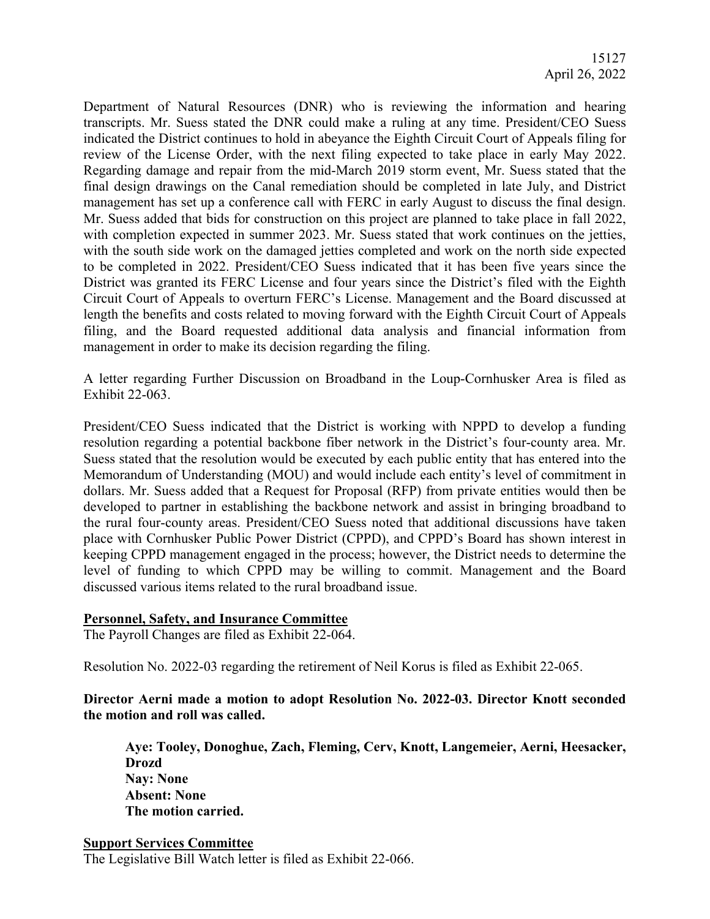Department of Natural Resources (DNR) who is reviewing the information and hearing transcripts. Mr. Suess stated the DNR could make a ruling at any time. President/CEO Suess indicated the District continues to hold in abeyance the Eighth Circuit Court of Appeals filing for review of the License Order, with the next filing expected to take place in early May 2022. Regarding damage and repair from the mid-March 2019 storm event, Mr. Suess stated that the final design drawings on the Canal remediation should be completed in late July, and District management has set up a conference call with FERC in early August to discuss the final design. Mr. Suess added that bids for construction on this project are planned to take place in fall 2022, with completion expected in summer 2023. Mr. Suess stated that work continues on the jetties, with the south side work on the damaged jetties completed and work on the north side expected to be completed in 2022. President/CEO Suess indicated that it has been five years since the District was granted its FERC License and four years since the District's filed with the Eighth Circuit Court of Appeals to overturn FERC's License. Management and the Board discussed at length the benefits and costs related to moving forward with the Eighth Circuit Court of Appeals filing, and the Board requested additional data analysis and financial information from management in order to make its decision regarding the filing.

A letter regarding Further Discussion on Broadband in the Loup-Cornhusker Area is filed as Exhibit 22-063.

President/CEO Suess indicated that the District is working with NPPD to develop a funding resolution regarding a potential backbone fiber network in the District's four-county area. Mr. Suess stated that the resolution would be executed by each public entity that has entered into the Memorandum of Understanding (MOU) and would include each entity's level of commitment in dollars. Mr. Suess added that a Request for Proposal (RFP) from private entities would then be developed to partner in establishing the backbone network and assist in bringing broadband to the rural four-county areas. President/CEO Suess noted that additional discussions have taken place with Cornhusker Public Power District (CPPD), and CPPD's Board has shown interest in keeping CPPD management engaged in the process; however, the District needs to determine the level of funding to which CPPD may be willing to commit. Management and the Board discussed various items related to the rural broadband issue.

**Personnel, Safety, and Insurance Committee**

The Payroll Changes are filed as Exhibit 22-064.

Resolution No. 2022-03 regarding the retirement of Neil Korus is filed as Exhibit 22-065.

**Director Aerni made a motion to adopt Resolution No. 2022-03. Director Knott seconded the motion and roll was called.**

> **Aye: Tooley, Donoghue, Zach, Fleming, Cerv, Knott, Langemeier, Aerni, Heesacker, Drozd**
> **Nay: None**
> **Absent: None**
> **The motion carried.**

**Support Services Committee**

The Legislative Bill Watch letter is filed as Exhibit 22-066.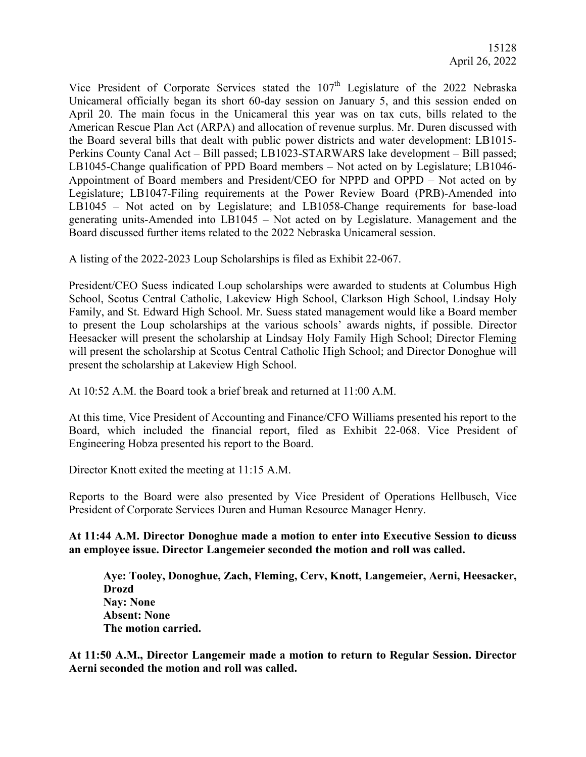Vice President of Corporate Services stated the 107th Legislature of the 2022 Nebraska Unicameral officially began its short 60-day session on January 5, and this session ended on April 20. The main focus in the Unicameral this year was on tax cuts, bills related to the American Rescue Plan Act (ARPA) and allocation of revenue surplus. Mr. Duren discussed with the Board several bills that dealt with public power districts and water development: LB1015-Perkins County Canal Act – Bill passed; LB1023-STARWARS lake development – Bill passed; LB1045-Change qualification of PPD Board members – Not acted on by Legislature; LB1046-Appointment of Board members and President/CEO for NPPD and OPPD – Not acted on by Legislature; LB1047-Filing requirements at the Power Review Board (PRB)-Amended into LB1045 – Not acted on by Legislature; and LB1058-Change requirements for base-load generating units-Amended into LB1045 – Not acted on by Legislature. Management and the Board discussed further items related to the 2022 Nebraska Unicameral session.

A listing of the 2022-2023 Loup Scholarships is filed as Exhibit 22-067.

President/CEO Suess indicated Loup scholarships were awarded to students at Columbus High School, Scotus Central Catholic, Lakeview High School, Clarkson High School, Lindsay Holy Family, and St. Edward High School. Mr. Suess stated management would like a Board member to present the Loup scholarships at the various schools' awards nights, if possible. Director Heesacker will present the scholarship at Lindsay Holy Family High School; Director Fleming will present the scholarship at Scotus Central Catholic High School; and Director Donoghue will present the scholarship at Lakeview High School.

At 10:52 A.M. the Board took a brief break and returned at 11:00 A.M.

At this time, Vice President of Accounting and Finance/CFO Williams presented his report to the Board, which included the financial report, filed as Exhibit 22-068. Vice President of Engineering Hobza presented his report to the Board.

Director Knott exited the meeting at 11:15 A.M.

Reports to the Board were also presented by Vice President of Operations Hellbusch, Vice President of Corporate Services Duren and Human Resource Manager Henry.

**At 11:44 A.M. Director Donoghue made a motion to enter into Executive Session to dicuss an employee issue. Director Langemeier seconded the motion and roll was called.**

> **Aye: Tooley, Donoghue, Zach, Fleming, Cerv, Knott, Langemeier, Aerni, Heesacker, Drozd**
> **Nay: None**
> **Absent: None**
> **The motion carried.**

**At 11:50 A.M., Director Langemeir made a motion to return to Regular Session. Director Aerni seconded the motion and roll was called.**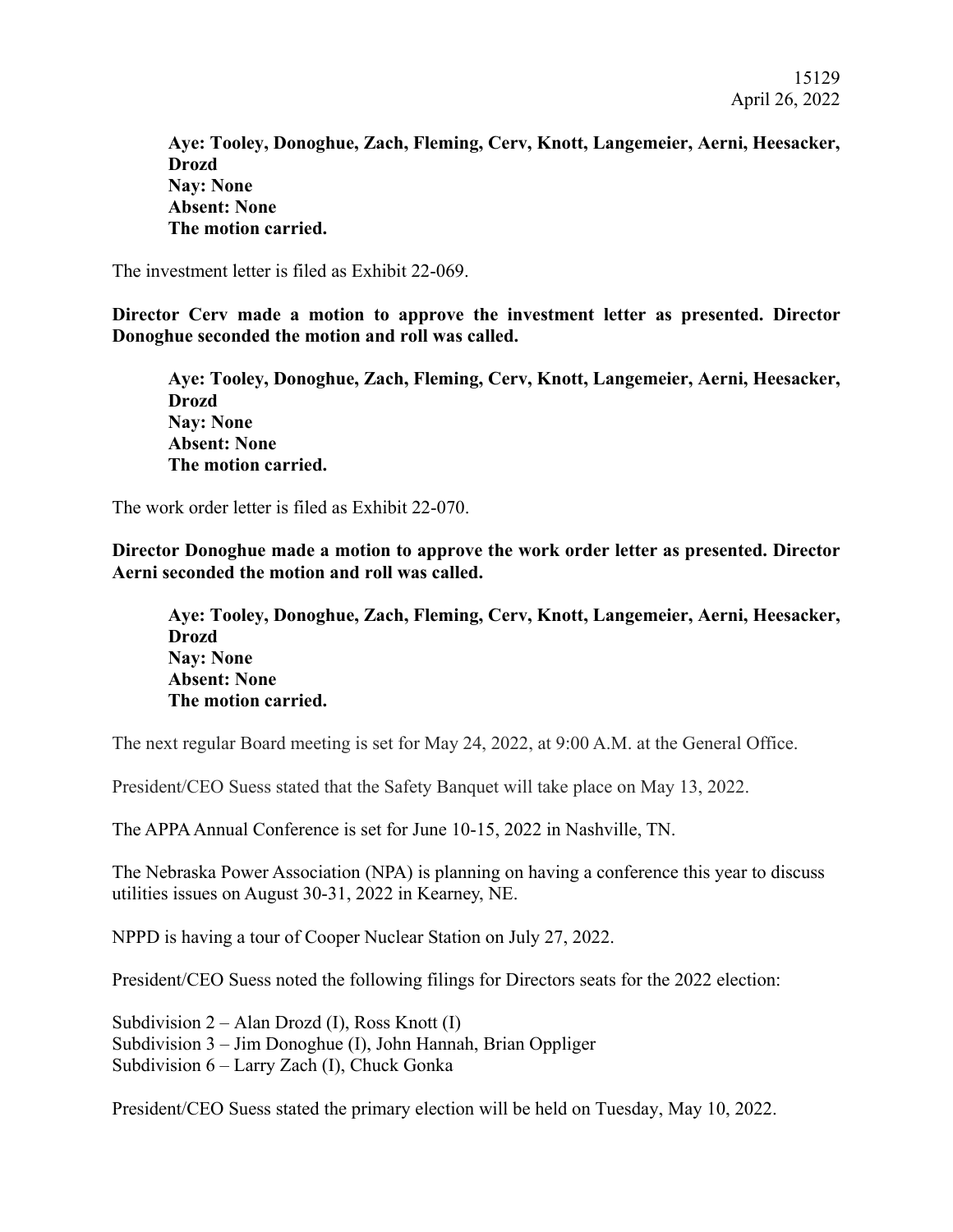**Aye: Tooley, Donoghue, Zach, Fleming, Cerv, Knott, Langemeier, Aerni, Heesacker, Drozd**
**Nay: None**
**Absent: None**
**The motion carried.**

The investment letter is filed as Exhibit 22-069.

**Director Cerv made a motion to approve the investment letter as presented. Director Donoghue seconded the motion and roll was called.**

**Aye: Tooley, Donoghue, Zach, Fleming, Cerv, Knott, Langemeier, Aerni, Heesacker, Drozd**
**Nay: None**
**Absent: None**
**The motion carried.**

The work order letter is filed as Exhibit 22-070.

**Director Donoghue made a motion to approve the work order letter as presented. Director Aerni seconded the motion and roll was called.**

**Aye: Tooley, Donoghue, Zach, Fleming, Cerv, Knott, Langemeier, Aerni, Heesacker, Drozd**
**Nay: None**
**Absent: None**
**The motion carried.**

The next regular Board meeting is set for May 24, 2022, at 9:00 A.M. at the General Office.

President/CEO Suess stated that the Safety Banquet will take place on May 13, 2022.

The APPA Annual Conference is set for June 10-15, 2022 in Nashville, TN.

The Nebraska Power Association (NPA) is planning on having a conference this year to discuss utilities issues on August 30-31, 2022 in Kearney, NE.

NPPD is having a tour of Cooper Nuclear Station on July 27, 2022.

President/CEO Suess noted the following filings for Directors seats for the 2022 election:

Subdivision 2 – Alan Drozd (I), Ross Knott (I)
Subdivision 3 – Jim Donoghue (I), John Hannah, Brian Oppliger
Subdivision 6 – Larry Zach (I), Chuck Gonka

President/CEO Suess stated the primary election will be held on Tuesday, May 10, 2022.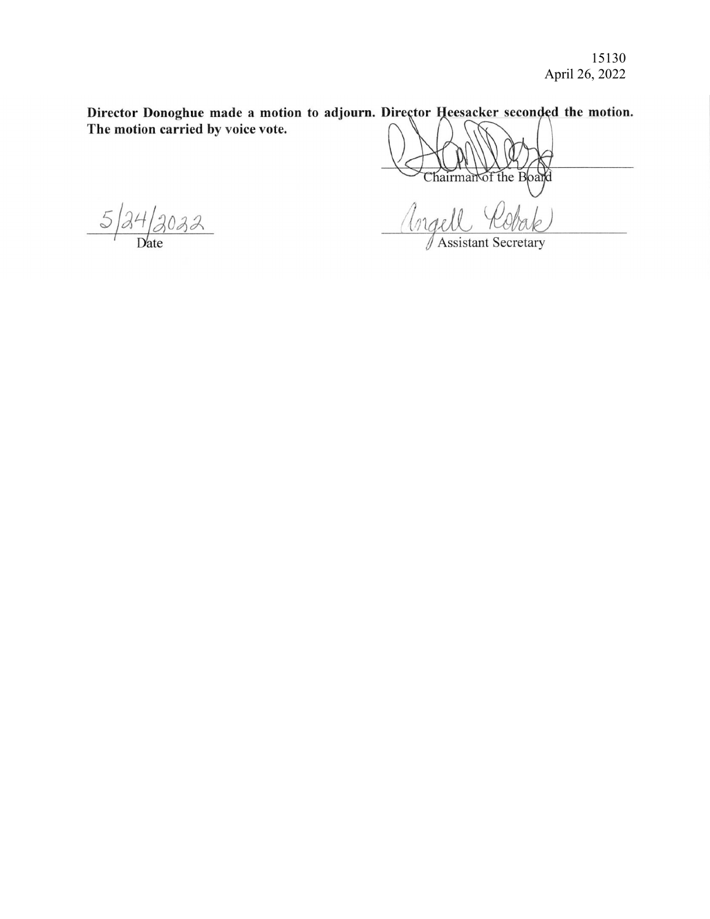**Director Donoghue made a motion to adjourn. Director Heesacker seconded the motion. The motion carried by voice vote.**

Chairman of the Board

5/24/2022
Date

Angell Robak
Assistant Secretary